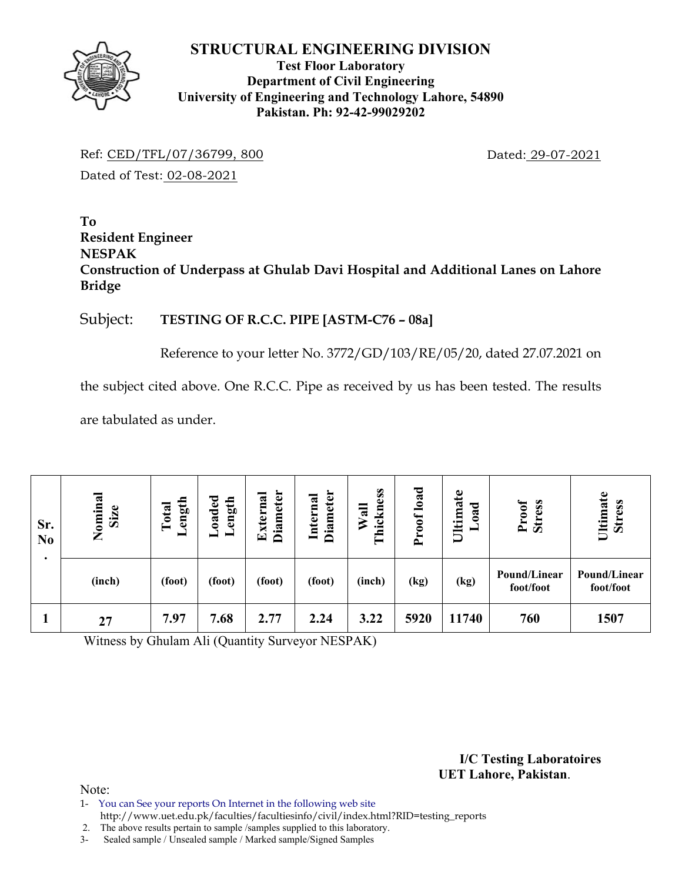# STRUCTURAL ENGINEERING DIVISION

**Test Floor Laboratory**
**Department of Civil Engineering**
**University of Engineering and Technology Lahore, 54890**
**Pakistan. Ph: 92-42-99029202**

Ref: CED/TFL/07/36799, 800 Dated: 29-07-2021

Dated of Test: 02-08-2021

**To**
**Resident Engineer**
**NESPAK**
**Construction of Underpass at Ghulab Davi Hospital and Additional Lanes on Lahore Bridge**

Subject: **TESTING OF R.C.C. PIPE [ASTM-C76 – 08a]**

Reference to your letter No. 3772/GD/103/RE/05/20, dated 27.07.2021 on the subject cited above. One R.C.C. Pipe as received by us has been tested. The results are tabulated as under.

| Sr. No. | Nominal Size | Total Length | Loaded Length | External Diameter | Internal Diameter | Wall Thickness | Proof load | Ultimate Load | Proof Stress | Ultimate Stress |
|---|---|---|---|---|---|---|---|---|---|---|
| | (inch) | (foot) | (foot) | (foot) | (foot) | (inch) | (kg) | (kg) | Pound/Linear foot/foot | Pound/Linear foot/foot |
| 1 | 27 | 7.97 | 7.68 | 2.77 | 2.24 | 3.22 | 5920 | 11740 | 760 | 1507 |

Witness by Ghulam Ali (Quantity Surveyor NESPAK)

**I/C Testing Laboratoires**
**UET Lahore, Pakistan**.

Note:

1- You can See your reports On Internet in the following web site http://www.uet.edu.pk/faculties/facultiesinfo/civil/index.html?RID=testing_reports
2. The above results pertain to sample /samples supplied to this laboratory.
3- Sealed sample / Unsealed sample / Marked sample/Signed Samples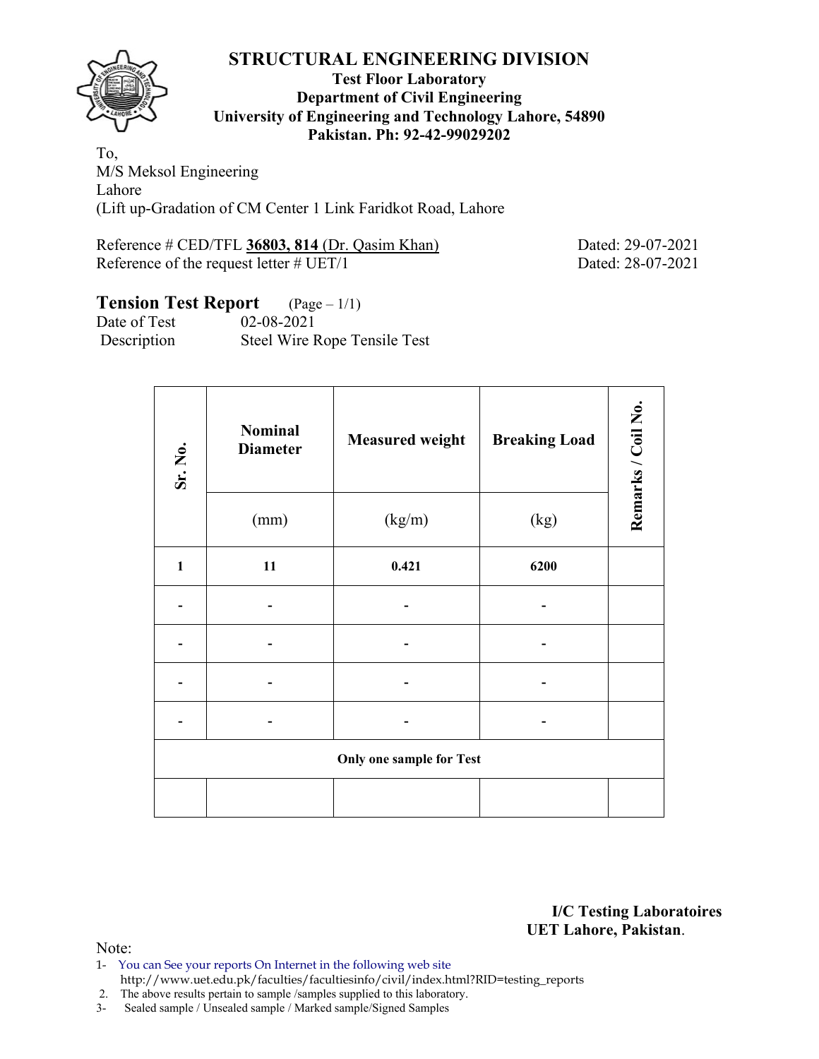# STRUCTURAL ENGINEERING DIVISION

**Test Floor Laboratory**
**Department of Civil Engineering**
**University of Engineering and Technology Lahore, 54890**
**Pakistan. Ph: 92-42-99029202**

To,
M/S Meksol Engineering
Lahore
(Lift up-Gradation of CM Center 1 Link Faridkot Road, Lahore

Reference # CED/TFL **36803, 814** (Dr. Qasim Khan) Dated: 29-07-2021
Reference of the request letter # UET/1 Dated: 28-07-2021

## Tension Test Report (Page – 1/1)

Date of Test 02-08-2021
Description Steel Wire Rope Tensile Test

| Sr. No. | Nominal Diameter | Measured weight | Breaking Load | Remarks / Coil No. |
|---|---|---|---|---|
| | (mm) | (kg/m) | (kg) | |
| **1** | **11** | **0.421** | **6200** | |
| - | - | - | - | |
| - | - | - | - | |
| - | - | - | - | |
| - | - | - | - | |
| **Only one sample for Test** | | | | |
| | | | | |

**I/C Testing Laboratoires**
**UET Lahore, Pakistan**.

Note:
1- You can See your reports On Internet in the following web site
http://www.uet.edu.pk/faculties/facultiesinfo/civil/index.html?RID=testing_reports
2. The above results pertain to sample /samples supplied to this laboratory.
3- Sealed sample / Unsealed sample / Marked sample/Signed Samples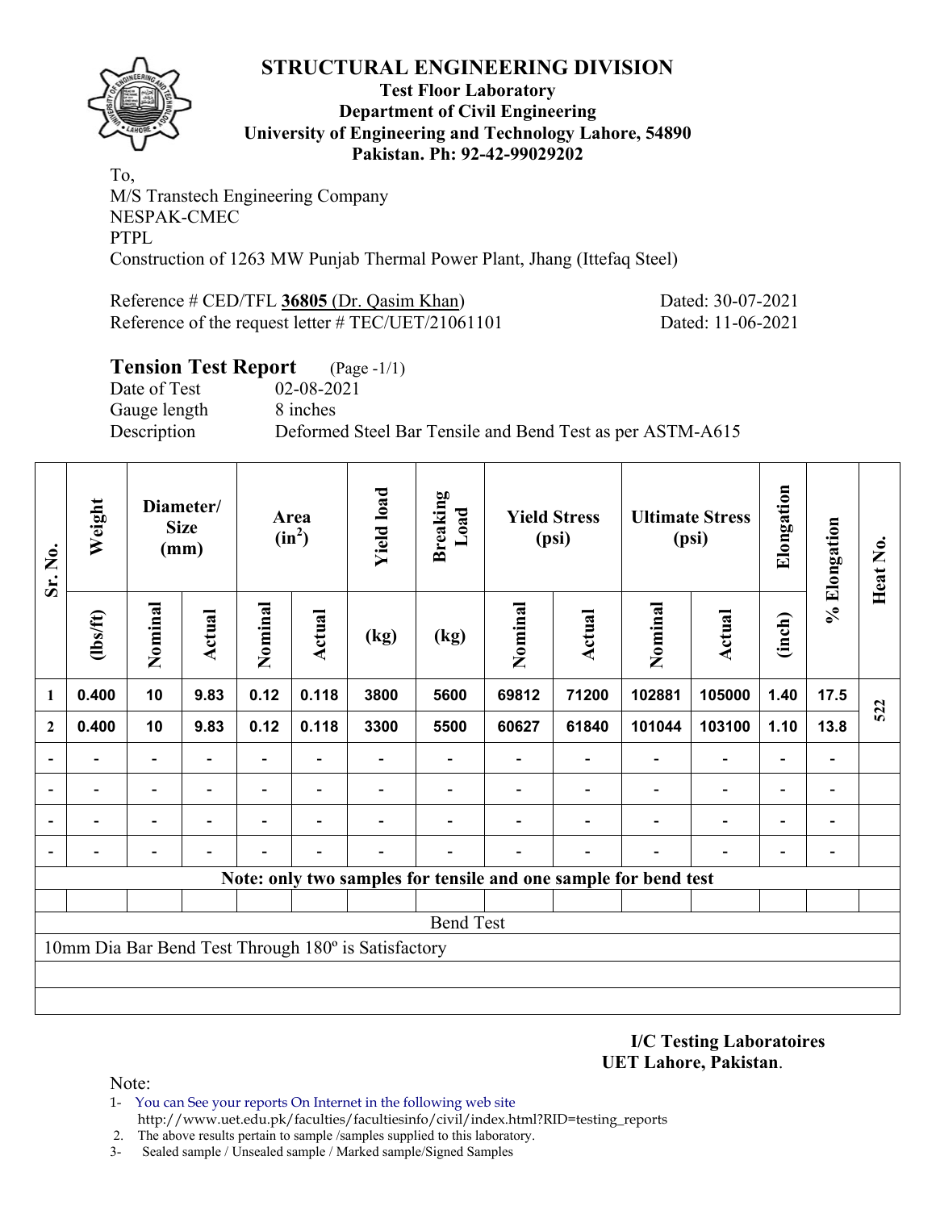# STRUCTURAL ENGINEERING DIVISION

**Test Floor Laboratory**
**Department of Civil Engineering**
**University of Engineering and Technology Lahore, 54890**
**Pakistan. Ph: 92-42-99029202**

To,
M/S Transtech Engineering Company
NESPAK-CMEC
PTPL
Construction of 1263 MW Punjab Thermal Power Plant, Jhang (Ittefaq Steel)

Reference # CED/TFL **36805** (Dr. Qasim Khan) Dated: 30-07-2021
Reference of the request letter # TEC/UET/21061101 Dated: 11-06-2021

## Tension Test Report (Page -1/1)

Date of Test 02-08-2021
Gauge length 8 inches
Description Deformed Steel Bar Tensile and Bend Test as per ASTM-A615

| Sr. No. | Weight | Diameter/ Size (mm) | | Area ($in^2$) | | Yield load | Breaking Load | Yield Stress (psi) | | Ultimate Stress (psi) | | Elongation | % Elongation | Heat No. |
|---|---|---|---|---|---|---|---|---|---|---|---|---|---|---|
| | (lbs/ft) | Nominal | Actual | Nominal | Actual | (kg) | (kg) | Nominal | Actual | Nominal | Actual | (inch) | | |
| 1 | 0.400 | 10 | 9.83 | 0.12 | 0.118 | 3800 | 5600 | 69812 | 71200 | 102881 | 105000 | 1.40 | 17.5 | 522 |
| 2 | 0.400 | 10 | 9.83 | 0.12 | 0.118 | 3300 | 5500 | 60627 | 61840 | 101044 | 103100 | 1.10 | 13.8 | |
| - | - | - | - | - | - | - | - | - | - | - | - | - | - | |
| - | - | - | - | - | - | - | - | - | - | - | - | - | - | |
| - | - | - | - | - | - | - | - | - | - | - | - | - | - | |
| - | - | - | - | - | - | - | - | - | - | - | - | - | - | |
| **Note: only two samples for tensile and one sample for bend test** | | | | | | | | | | | | | | |
| | | | | | | | | | | | | | | |
| Bend Test | | | | | | | | | | | | | | |
| 10mm Dia Bar Bend Test Through 180º is Satisfactory | | | | | | | | | | | | | | |

**I/C Testing Laboratoires**
**UET Lahore, Pakistan.**

Note:
1- You can See your reports On Internet in the following web site
http://www.uet.edu.pk/faculties/facultiesinfo/civil/index.html?RID=testing_reports
2. The above results pertain to sample /samples supplied to this laboratory.
3- Sealed sample / Unsealed sample / Marked sample/Signed Samples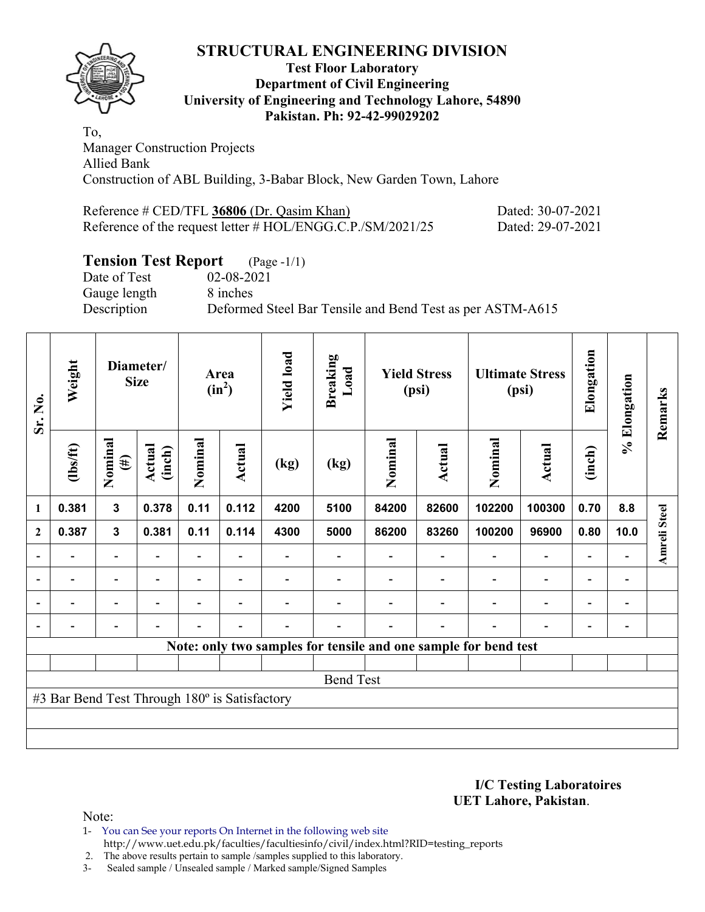# STRUCTURAL ENGINEERING DIVISION

**Test Floor Laboratory**
**Department of Civil Engineering**
**University of Engineering and Technology Lahore, 54890**
**Pakistan. Ph: 92-42-99029202**

To,
Manager Construction Projects
Allied Bank
Construction of ABL Building, 3-Babar Block, New Garden Town, Lahore

Reference # CED/TFL **36806** (Dr. Qasim Khan) Dated: 30-07-2021
Reference of the request letter # HOL/ENGG.C.P./SM/2021/25 Dated: 29-07-2021

## Tension Test Report (Page -1/1)

Date of Test 02-08-2021
Gauge length 8 inches
Description Deformed Steel Bar Tensile and Bend Test as per ASTM-A615

| Sr. No. | Weight | Diameter/ Size | | Area ($in^2$) | | Yield load | Breaking Load | Yield Stress (psi) | | Ultimate Stress (psi) | | Elongation | % Elongation | Remarks |
|---|---|---|---|---|---|---|---|---|---|---|---|---|---|---|
| | (lbs/ft) | Nominal (#) | Actual (inch) | Nominal | Actual | (kg) | (kg) | Nominal | Actual | Nominal | Actual | (inch) | | |
| 1 | 0.381 | 3 | 0.378 | 0.11 | 0.112 | 4200 | 5100 | 84200 | 82600 | 102200 | 100300 | 0.70 | 8.8 | Amreli Steel |
| 2 | 0.387 | 3 | 0.381 | 0.11 | 0.114 | 4300 | 5000 | 86200 | 83260 | 100200 | 96900 | 0.80 | 10.0 | |
| - | - | - | - | - | - | - | - | - | - | - | - | - | - | |
| - | - | - | - | - | - | - | - | - | - | - | - | - | - | |
| - | - | - | - | - | - | - | - | - | - | - | - | - | - | |
| - | - | - | - | - | - | - | - | - | - | - | - | - | - | |

**Note: only two samples for tensile and one sample for bend test**

Bend Test

#3 Bar Bend Test Through 180º is Satisfactory

**I/C Testing Laboratoires**
**UET Lahore, Pakistan**.

Note:
1- You can See your reports On Internet in the following web site
http://www.uet.edu.pk/faculties/facultiesinfo/civil/index.html?RID=testing_reports
2. The above results pertain to sample /samples supplied to this laboratory.
3- Sealed sample / Unsealed sample / Marked sample/Signed Samples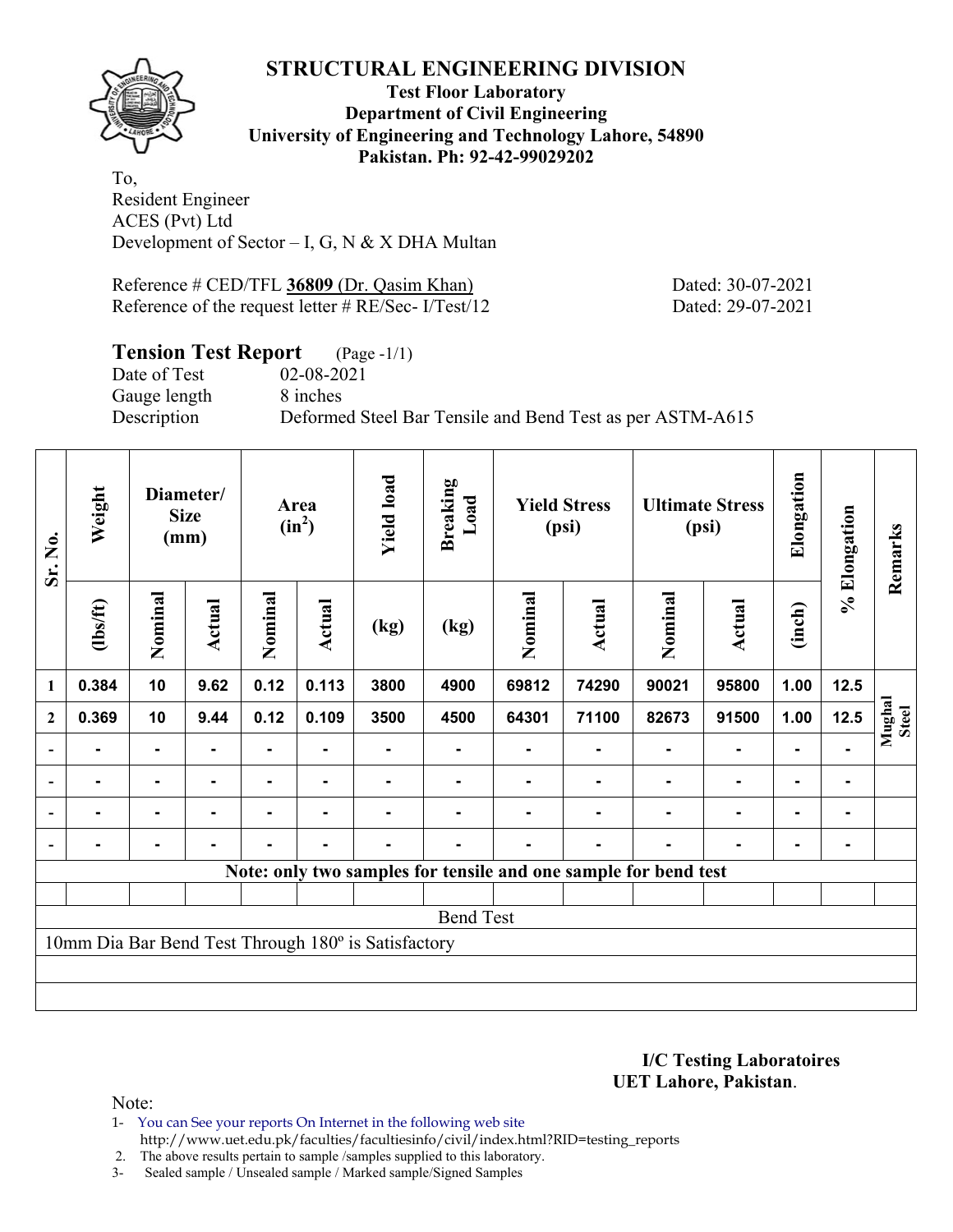# STRUCTURAL ENGINEERING DIVISION

**Test Floor Laboratory**
**Department of Civil Engineering**
**University of Engineering and Technology Lahore, 54890**
**Pakistan. Ph: 92-42-99029202**

To,
Resident Engineer
ACES (Pvt) Ltd
Development of Sector – I, G, N & X DHA Multan

Reference # CED/TFL **36809** (Dr. Qasim Khan) Dated: 30-07-2021
Reference of the request letter # RE/Sec- I/Test/12 Dated: 29-07-2021

## Tension Test Report (Page -1/1)

Date of Test 02-08-2021
Gauge length 8 inches
Description Deformed Steel Bar Tensile and Bend Test as per ASTM-A615

| Sr. No. | Weight | Diameter/ Size (mm) | | Area ($in^2$) | | Yield load | Breaking Load | Yield Stress (psi) | | Ultimate Stress (psi) | | Elongation | % Elongation | Remarks |
|---|---|---|---|---|---|---|---|---|---|---|---|---|---|---|
| | (lbs/ft) | Nominal | Actual | Nominal | Actual | (kg) | (kg) | Nominal | Actual | Nominal | Actual | (inch) | | |
| 1 | 0.384 | 10 | 9.62 | 0.12 | 0.113 | 3800 | 4900 | 69812 | 74290 | 90021 | 95800 | 1.00 | 12.5 | Mughal Steel |
| 2 | 0.369 | 10 | 9.44 | 0.12 | 0.109 | 3500 | 4500 | 64301 | 71100 | 82673 | 91500 | 1.00 | 12.5 | |
| - | - | - | - | - | - | - | - | - | - | - | - | - | - | |
| - | - | - | - | - | - | - | - | - | - | - | - | - | - | |
| - | - | - | - | - | - | - | - | - | - | - | - | - | - | |
| - | - | - | - | - | - | - | - | - | - | - | - | - | - | |
| **Note: only two samples for tensile and one sample for bend test** | | | | | | | | | | | | | | |
| | | | | | | | | | | | | | | |
| Bend Test | | | | | | | | | | | | | | |
| 10mm Dia Bar Bend Test Through 180º is Satisfactory | | | | | | | | | | | | | | |

**I/C Testing Laboratoires**
**UET Lahore, Pakistan**.

Note:

1- You can See your reports On Internet in the following web site
http://www.uet.edu.pk/faculties/facultiesinfo/civil/index.html?RID=testing_reports
2. The above results pertain to sample /samples supplied to this laboratory.
3- Sealed sample / Unsealed sample / Marked sample/Signed Samples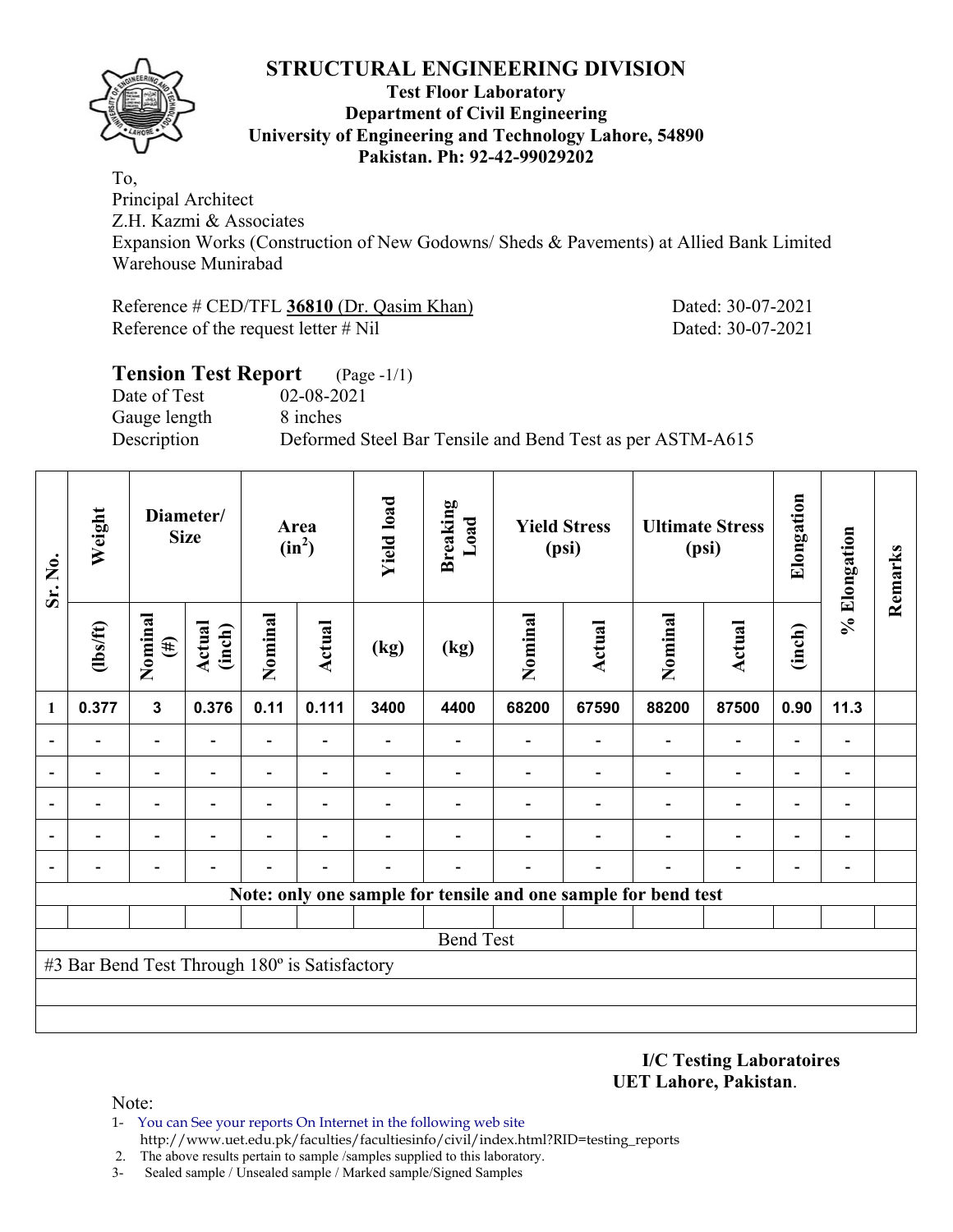# STRUCTURAL ENGINEERING DIVISION

**Test Floor Laboratory**
**Department of Civil Engineering**
**University of Engineering and Technology Lahore, 54890**
**Pakistan. Ph: 92-42-99029202**

To,
Principal Architect
Z.H. Kazmi & Associates
Expansion Works (Construction of New Godowns/ Sheds & Pavements) at Allied Bank Limited Warehouse Munirabad

Reference # CED/TFL **36810** (Dr. Qasim Khan) Dated: 30-07-2021
Reference of the request letter # Nil Dated: 30-07-2021

## Tension Test Report (Page -1/1)

Date of Test 02-08-2021
Gauge length 8 inches
Description Deformed Steel Bar Tensile and Bend Test as per ASTM-A615

| Sr. No. | Weight | Diameter/ Size | | Area ($in^2$) | | Yield load | Breaking Load | Yield Stress (psi) | | Ultimate Stress (psi) | | Elongation | % Elongation | Remarks |
|---|---|---|---|---|---|---|---|---|---|---|---|---|---|---|
| | (lbs/ft) | Nominal (#) | Actual (inch) | Nominal | Actual | (kg) | (kg) | Nominal | Actual | Nominal | Actual | (inch) | | |
| 1 | 0.377 | 3 | 0.376 | 0.11 | 0.111 | 3400 | 4400 | 68200 | 67590 | 88200 | 87500 | 0.90 | 11.3 | |
| - | - | - | - | - | - | - | - | - | - | - | - | - | - | |
| - | - | - | - | - | - | - | - | - | - | - | - | - | - | |
| - | - | - | - | - | - | - | - | - | - | - | - | - | - | |
| - | - | - | - | - | - | - | - | - | - | - | - | - | - | |
| - | - | - | - | - | - | - | - | - | - | - | - | - | - | |
| Note: only one sample for tensile and one sample for bend test | | | | | | | | | | | | | | |
| | | | | | | | | | | | | | | |
| Bend Test | | | | | | | | | | | | | | |
| #3 Bar Bend Test Through 180º is Satisfactory | | | | | | | | | | | | | | |
| | | | | | | | | | | | | | | |
| | | | | | | | | | | | | | | |

**I/C Testing Laboratoires**
**UET Lahore, Pakistan**.

Note:
1- You can See your reports On Internet in the following web site
 http://www.uet.edu.pk/faculties/facultiesinfo/civil/index.html?RID=testing_reports
2. The above results pertain to sample /samples supplied to this laboratory.
3- Sealed sample / Unsealed sample / Marked sample/Signed Samples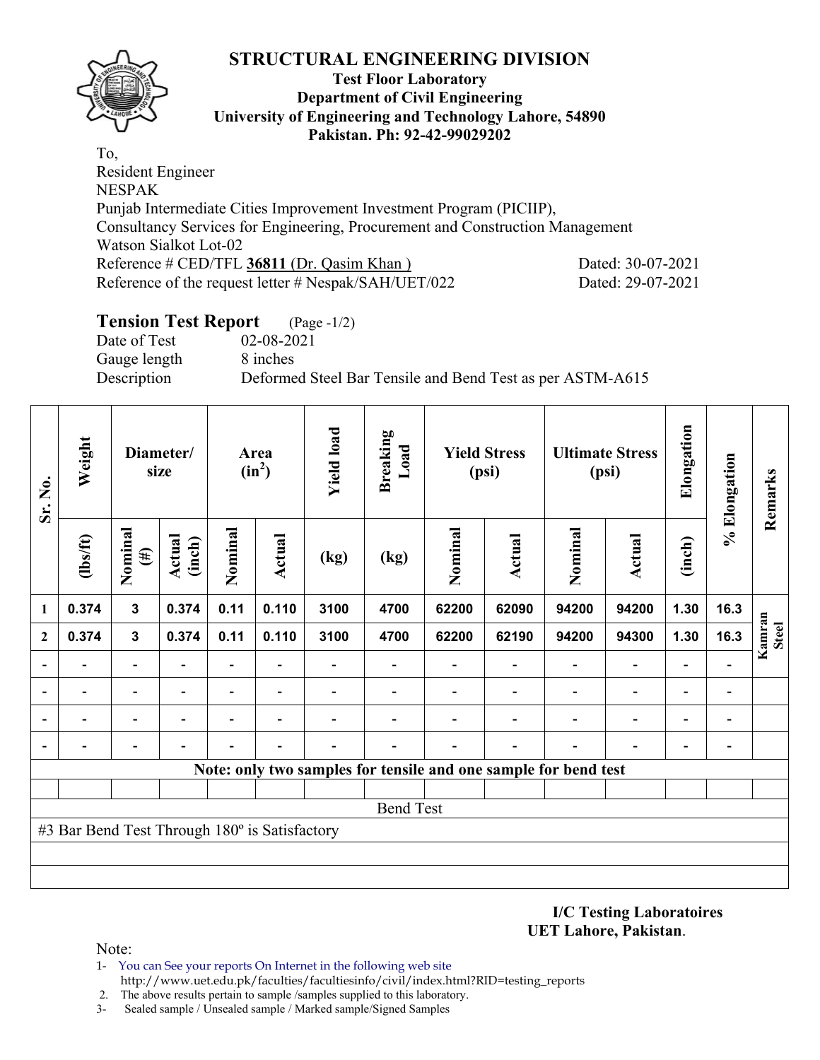# STRUCTURAL ENGINEERING DIVISION

**Test Floor Laboratory**
**Department of Civil Engineering**
**University of Engineering and Technology Lahore, 54890**
**Pakistan. Ph: 92-42-99029202**

To,
Resident Engineer
NESPAK
Punjab Intermediate Cities Improvement Investment Program (PICIIP),
Consultancy Services for Engineering, Procurement and Construction Management
Watson Sialkot Lot-02
Reference # CED/TFL **36811** (Dr. Qasim Khan ) Dated: 30-07-2021
Reference of the request letter # Nespak/SAH/UET/022 Dated: 29-07-2021

## Tension Test Report (Page -1/2)

Date of Test 02-08-2021
Gauge length 8 inches
Description Deformed Steel Bar Tensile and Bend Test as per ASTM-A615

| Sr. No. | Weight | Diameter/ size | | Area ($in^2$) | | Yield load | Breaking Load | Yield Stress (psi) | | Ultimate Stress (psi) | | Elongation | % Elongation | Remarks |
|---|---|---|---|---|---|---|---|---|---|---|---|---|---|---|
| | (lbs/ft) | Nominal (#) | Actual (inch) | Nominal | Actual | (kg) | (kg) | Nominal | Actual | Nominal | Actual | (inch) | | |
| 1 | 0.374 | 3 | 0.374 | 0.11 | 0.110 | 3100 | 4700 | 62200 | 62090 | 94200 | 94200 | 1.30 | 16.3 | Kamran Steel |
| 2 | 0.374 | 3 | 0.374 | 0.11 | 0.110 | 3100 | 4700 | 62200 | 62190 | 94200 | 94300 | 1.30 | 16.3 | |
| - | - | - | - | - | - | - | - | - | - | - | - | - | - | |
| - | - | - | - | - | - | - | - | - | - | - | - | - | - | |
| - | - | - | - | - | - | - | - | - | - | - | - | - | - | |
| - | - | - | - | - | - | - | - | - | - | - | - | - | - | |

**Note: only two samples for tensile and one sample for bend test**

Bend Test

#3 Bar Bend Test Through 180º is Satisfactory

**I/C Testing Laboratoires**
**UET Lahore, Pakistan**.

Note:

1- You can See your reports On Internet in the following web site
http://www.uet.edu.pk/faculties/facultiesinfo/civil/index.html?RID=testing_reports
2. The above results pertain to sample /samples supplied to this laboratory.
3- Sealed sample / Unsealed sample / Marked sample/Signed Samples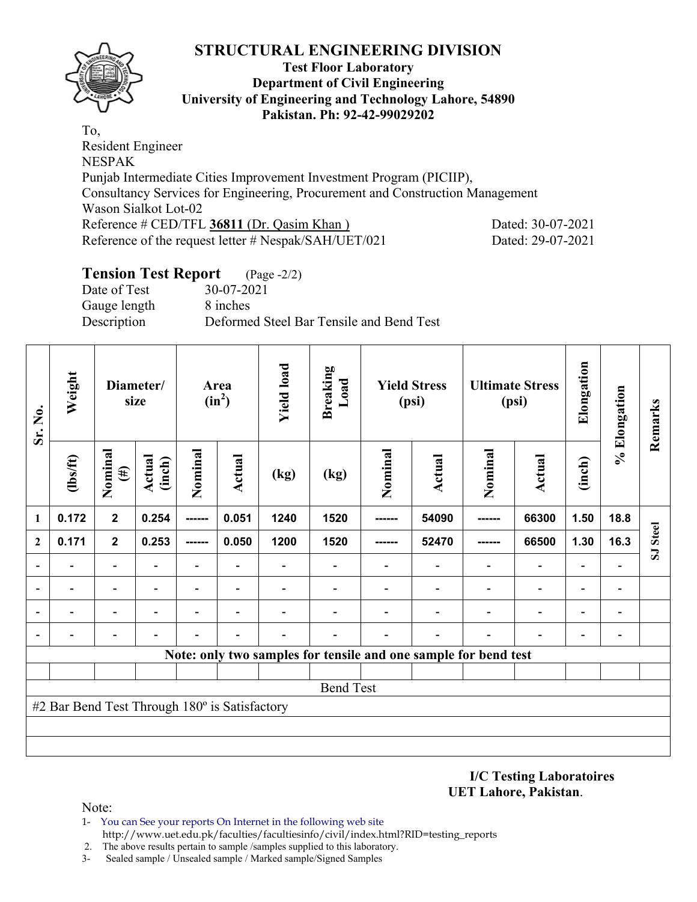# STRUCTURAL ENGINEERING DIVISION

**Test Floor Laboratory**
**Department of Civil Engineering**
**University of Engineering and Technology Lahore, 54890**
**Pakistan. Ph: 92-42-99029202**

To,
Resident Engineer
NESPAK
Punjab Intermediate Cities Improvement Investment Program (PICIIP),
Consultancy Services for Engineering, Procurement and Construction Management
Wason Sialkot Lot-02
Reference # CED/TFL **36811** (Dr. Qasim Khan ) Dated: 30-07-2021
Reference of the request letter # Nespak/SAH/UET/021 Dated: 29-07-2021

## Tension Test Report (Page -2/2)

Date of Test 30-07-2021
Gauge length 8 inches
Description Deformed Steel Bar Tensile and Bend Test

| Sr. No. | Weight | Diameter/ size | | Area ($in^2$) | | Yield load | Breaking Load | Yield Stress (psi) | | Ultimate Stress (psi) | | Elongation | % Elongation | Remarks |
|---|---|---|---|---|---|---|---|---|---|---|---|---|---|---|
| | (lbs/ft) | Nominal (#) | Actual (inch) | Nominal | Actual | (kg) | (kg) | Nominal | Actual | Nominal | Actual | (inch) | | |
| **1** | **0.172** | **2** | **0.254** | ------ | **0.051** | **1240** | **1520** | ------ | **54090** | ------ | **66300** | **1.50** | **18.8** | SJ Steel |
| **2** | **0.171** | **2** | **0.253** | ------ | **0.050** | **1200** | **1520** | ------ | **52470** | ------ | **66500** | **1.30** | **16.3** | |
| - | - | - | - | - | - | - | - | - | - | - | - | - | - | |
| - | - | - | - | - | - | - | - | - | - | - | - | - | - | |
| - | - | - | - | - | - | - | - | - | - | - | - | - | - | |
| - | - | - | - | - | - | - | - | - | - | - | - | - | - | |
| **Note: only two samples for tensile and one sample for bend test** | | | | | | | | | | | | | | |
| Bend Test | | | | | | | | | | | | | | |
| #2 Bar Bend Test Through 180º is Satisfactory | | | | | | | | | | | | | | |

**I/C Testing Laboratoires**
**UET Lahore, Pakistan**.

Note:
1- You can See your reports On Internet in the following web site
http://www.uet.edu.pk/faculties/facultiesinfo/civil/index.html?RID=testing_reports
2. The above results pertain to sample /samples supplied to this laboratory.
3- Sealed sample / Unsealed sample / Marked sample/Signed Samples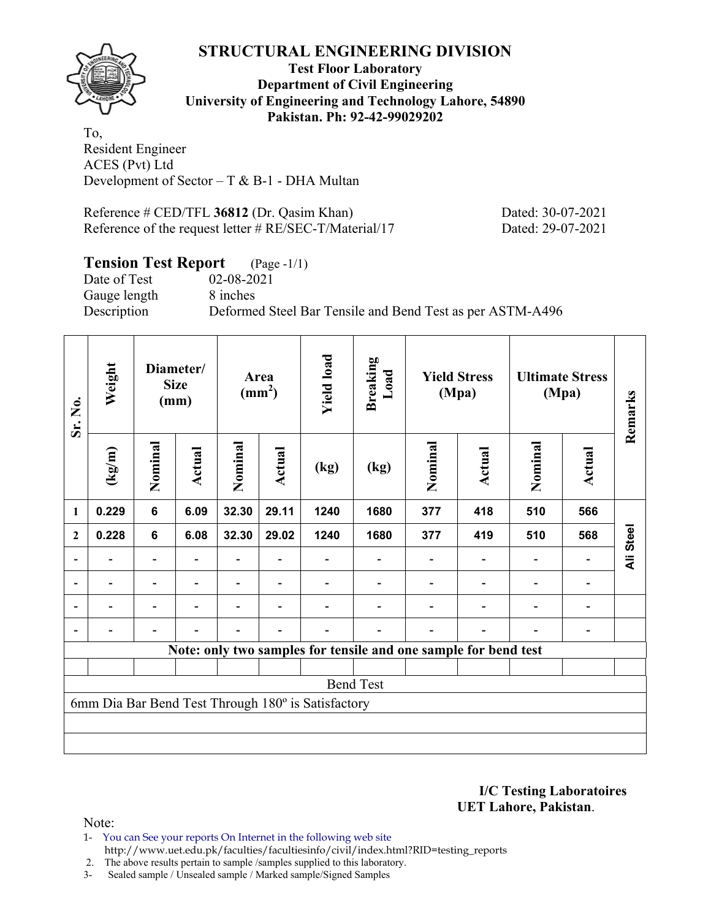# STRUCTURAL ENGINEERING DIVISION

**Test Floor Laboratory**
**Department of Civil Engineering**
**University of Engineering and Technology Lahore, 54890**
**Pakistan. Ph: 92-42-99029202**

To,
Resident Engineer
ACES (Pvt) Ltd
Development of Sector – T & B-1 - DHA Multan

Reference # CED/TFL **36812** (Dr. Qasim Khan) Dated: 30-07-2021
Reference of the request letter # RE/SEC-T/Material/17 Dated: 29-07-2021

## Tension Test Report (Page -1/1)

Date of Test 02-08-2021
Gauge length 8 inches
Description Deformed Steel Bar Tensile and Bend Test as per ASTM-A496

| Sr. No. | Weight | Diameter/ Size (mm) | | Area (mm$^2$) | | Yield load | Breaking Load | Yield Stress (Mpa) | | Ultimate Stress (Mpa) | | Remarks |
|---|---|---|---|---|---|---|---|---|---|---|---|---|
| | (kg/m) | Nominal | Actual | Nominal | Actual | (kg) | (kg) | Nominal | Actual | Nominal | Actual | |
| 1 | 0.229 | 6 | 6.09 | 32.30 | 29.11 | 1240 | 1680 | 377 | 418 | 510 | 566 | Ali Steel |
| 2 | 0.228 | 6 | 6.08 | 32.30 | 29.02 | 1240 | 1680 | 377 | 419 | 510 | 568 | |
| - | - | - | - | - | - | - | - | - | - | - | - | |
| - | - | - | - | - | - | - | - | - | - | - | - | |
| - | - | - | - | - | - | - | - | - | - | - | - | |
| - | - | - | - | - | - | - | - | - | - | - | - | |
| **Note: only two samples for tensile and one sample for bend test** | | | | | | | | | | | | |
| Bend Test | | | | | | | | | | | | |
| 6mm Dia Bar Bend Test Through 180º is Satisfactory | | | | | | | | | | | | |

**I/C Testing Laboratoires**
**UET Lahore, Pakistan**.

Note:
1- You can See your reports On Internet in the following web site
http://www.uet.edu.pk/faculties/facultiesinfo/civil/index.html?RID=testing_reports
2. The above results pertain to sample /samples supplied to this laboratory.
3- Sealed sample / Unsealed sample / Marked sample/Signed Samples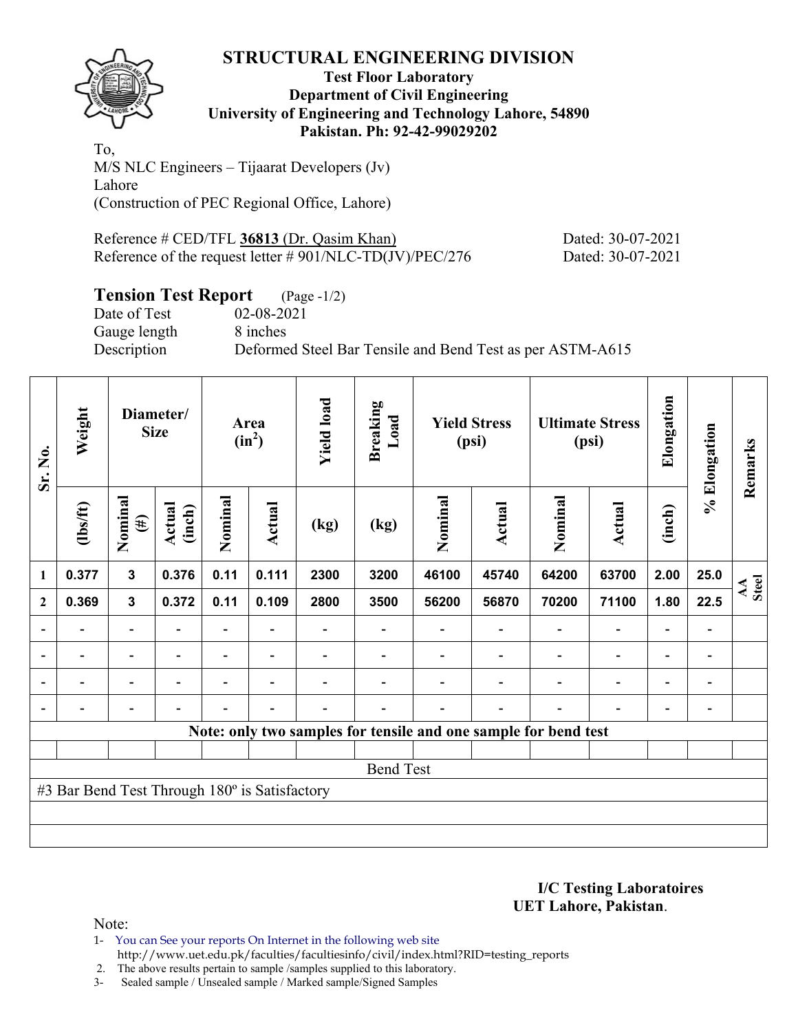# STRUCTURAL ENGINEERING DIVISION

**Test Floor Laboratory**
**Department of Civil Engineering**
**University of Engineering and Technology Lahore, 54890**
**Pakistan. Ph: 92-42-99029202**

To,
M/S NLC Engineers – Tijaarat Developers (Jv)
Lahore
(Construction of PEC Regional Office, Lahore)

Reference # CED/TFL **36813** (Dr. Qasim Khan) Dated: 30-07-2021
Reference of the request letter # 901/NLC-TD(JV)/PEC/276 Dated: 30-07-2021

## Tension Test Report (Page -1/2)

Date of Test 02-08-2021
Gauge length 8 inches
Description Deformed Steel Bar Tensile and Bend Test as per ASTM-A615

| Sr. No. | Weight | Diameter/ Size | | Area ($in^2$) | | Yield load | Breaking Load | Yield Stress (psi) | | Ultimate Stress (psi) | | Elongation | % Elongation | Remarks |
|---|---|---|---|---|---|---|---|---|---|---|---|---|---|---|
| | (lbs/ft) | Nominal (#) | Actual (inch) | Nominal | Actual | (kg) | (kg) | Nominal | Actual | Nominal | Actual | (inch) | | |
| 1 | 0.377 | 3 | 0.376 | 0.11 | 0.111 | 2300 | 3200 | 46100 | 45740 | 64200 | 63700 | 2.00 | 25.0 | AA Steel |
| 2 | 0.369 | 3 | 0.372 | 0.11 | 0.109 | 2800 | 3500 | 56200 | 56870 | 70200 | 71100 | 1.80 | 22.5 | |
| - | - | - | - | - | - | - | - | - | - | - | - | - | - | |
| - | - | - | - | - | - | - | - | - | - | - | - | - | - | |
| - | - | - | - | - | - | - | - | - | - | - | - | - | - | |
| - | - | - | - | - | - | - | - | - | - | - | - | - | - | |

**Note: only two samples for tensile and one sample for bend test**

Bend Test

#3 Bar Bend Test Through 180º is Satisfactory

**I/C Testing Laboratoires**
**UET Lahore, Pakistan**.

Note:
1- You can See your reports On Internet in the following web site
http://www.uet.edu.pk/faculties/facultiesinfo/civil/index.html?RID=testing_reports
2. The above results pertain to sample /samples supplied to this laboratory.
3- Sealed sample / Unsealed sample / Marked sample/Signed Samples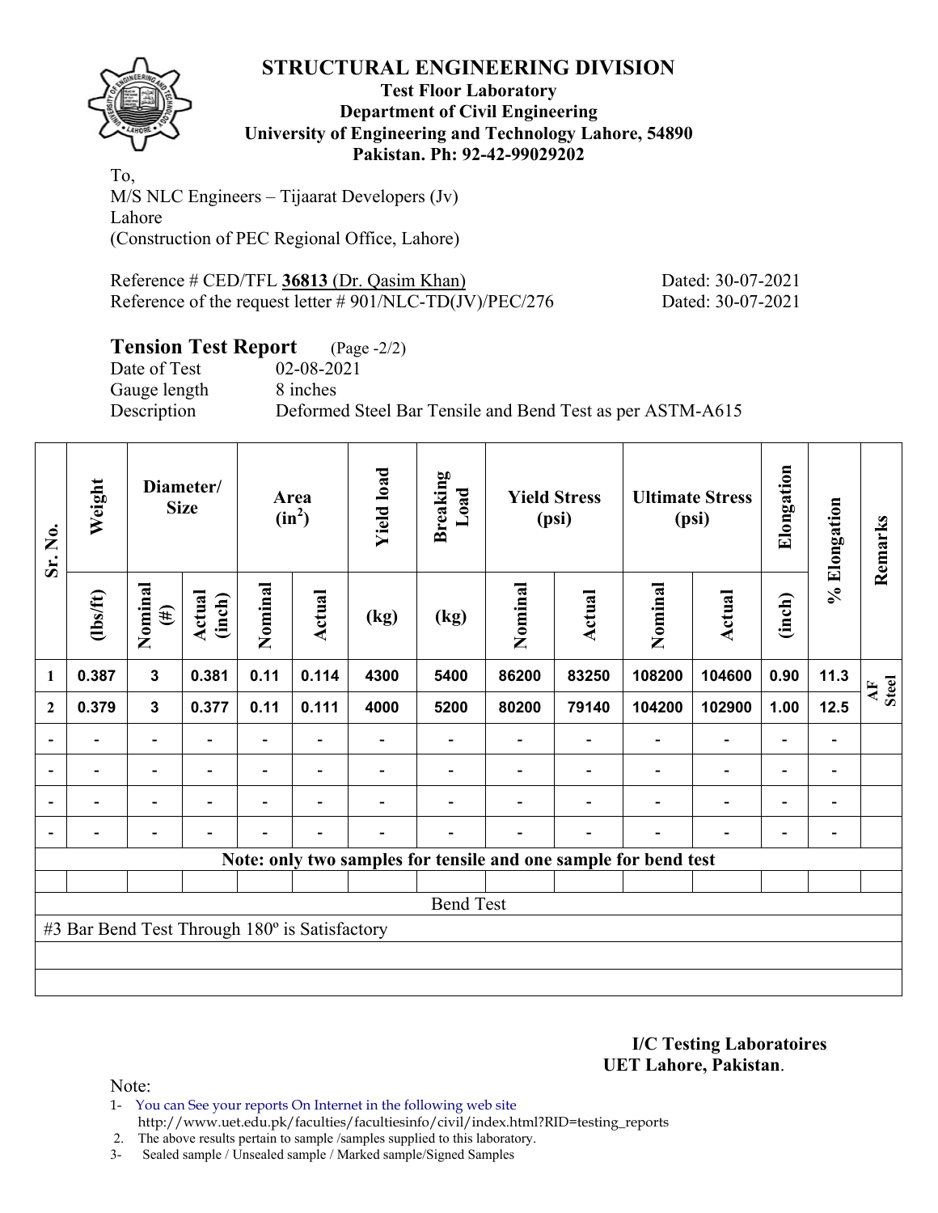## STRUCTURAL ENGINEERING DIVISION

**Test Floor Laboratory**
**Department of Civil Engineering**
**University of Engineering and Technology Lahore, 54890**
**Pakistan. Ph: 92-42-99029202**

To,
M/S NLC Engineers – Tijaarat Developers (Jv)
Lahore
(Construction of PEC Regional Office, Lahore)

Reference # CED/TFL **36813** (Dr. Qasim Khan) Dated: 30-07-2021
Reference of the request letter # 901/NLC-TD(JV)/PEC/276 Dated: 30-07-2021

### Tension Test Report (Page -2/2)

Date of Test 02-08-2021
Gauge length 8 inches
Description Deformed Steel Bar Tensile and Bend Test as per ASTM-A615

| Sr. No. | Weight | Diameter/ Size | | Area ($in^2$) | | Yield load | Breaking Load | Yield Stress (psi) | | Ultimate Stress (psi) | | Elongation | % Elongation | Remarks |
|---|---|---|---|---|---|---|---|---|---|---|---|---|---|---|
| | (lbs/ft) | Nominal (#) | Actual (inch) | Nominal | Actual | (kg) | (kg) | Nominal | Actual | Nominal | Actual | (inch) | | |
| 1 | 0.387 | 3 | 0.381 | 0.11 | 0.114 | 4300 | 5400 | 86200 | 83250 | 108200 | 104600 | 0.90 | 11.3 | AF Steel |
| 2 | 0.379 | 3 | 0.377 | 0.11 | 0.111 | 4000 | 5200 | 80200 | 79140 | 104200 | 102900 | 1.00 | 12.5 | |
| - | - | - | - | - | - | - | - | - | - | - | - | - | - | |
| - | - | - | - | - | - | - | - | - | - | - | - | - | - | |
| - | - | - | - | - | - | - | - | - | - | - | - | - | - | |
| - | - | - | - | - | - | - | - | - | - | - | - | - | - | |
| **Note: only two samples for tensile and one sample for bend test** | | | | | | | | | | | | | | |
| | | | | | | | | | | | | | | |
| Bend Test | | | | | | | | | | | | | | |
| #3 Bar Bend Test Through 180º is Satisfactory | | | | | | | | | | | | | | |

**I/C Testing Laboratoires**
**UET Lahore, Pakistan**.

Note:
1- You can See your reports On Internet in the following web site
http://www.uet.edu.pk/faculties/facultiesinfo/civil/index.html?RID=testing_reports
2. The above results pertain to sample /samples supplied to this laboratory.
3- Sealed sample / Unsealed sample / Marked sample/Signed Samples